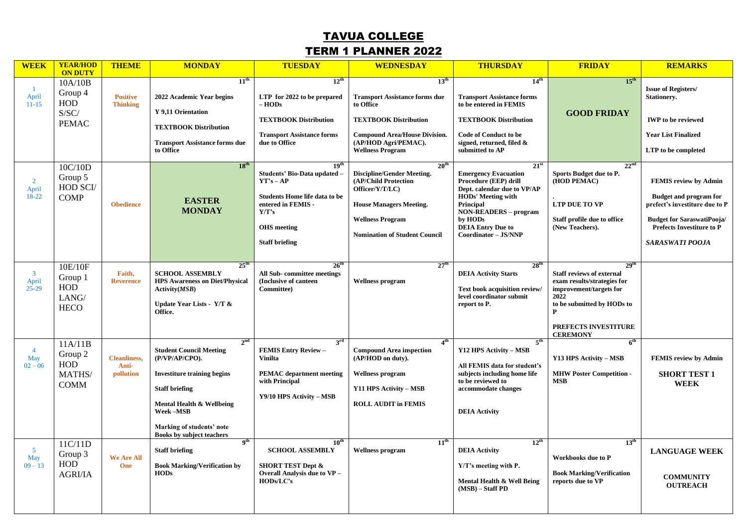# TAVUA COLLEGE

## TERM 1 PLANNER 2022

| WEEK | YEAR/HOD ON DUTY | THEME | MONDAY | TUESDAY | WEDNESDAY | THURSDAY | FRIDAY | REMARKS |
|---|---|---|---|---|---|---|---|---|
| 1 April 11-15 | 10A/10B Group 4 HOD S/SC/ PEMAC | Positive Thinking | 11th 2022 Academic Year begins<br>Y 9,11 Orientation<br>TEXTBOOK Distribution<br>Transport Assistance forms due to Office | 12th LTP for 2022 to be prepared – HODs<br>TEXTBOOK Distribution<br>Transport Assistance forms due to Office | 13th Transport Assistance forms due to Office<br>TEXTBOOK Distribution<br>Compound Area/House Division. (AP/HOD Agri/PEMAC).<br>Wellness Program | 14th Transport Assistance forms to be entered in FEMIS<br>TEXTBOOK Distribution<br>Code of Conduct to be signed, returned, filed & submitted to AP | 15th GOOD FRIDAY | Issue of Registers/ Stationery.<br>IWP to be reviewed<br>Year List Finalized<br>LTP to be completed |
| 2 April 18-22 | 10C/10D Group 5 HOD SCI/ COMP | Obedience | 18th EASTER MONDAY | 19th Students' Bio-Data updated – YT's – AP<br>Students Home life data to be entered in FEMIS - Y/T's<br>OHS meeting<br>Staff briefing | 20th Discipline/Gender Meeting. (AP/Child Protection Officer/Y/T/LC)<br>House Managers Meeting.<br>Wellness Program<br>Nomination of Student Council | 21st Emergency Evacuation Procedure (EEP) drill<br>Dept. calendar due to VP/AP<br>HODs' Meeting with Principal<br>NON-READERS – program by HODs<br>DEIA Entry Due to Coordinator – JS/NNP | 22nd Sports Budget due to P. (HOD PEMAC)<br>.<br>LTP DUE TO VP<br>Staff profile due to office (New Teachers). | FEMIS review by Admin<br>Budget and program for prefect's investiture due to P<br>Budget for SaraswatiPooja/ Prefects Investiture to P<br>*SARASWATI POOJA* |
| 3 April 25-29 | 10E/10F Group 1 HOD LANG/ HECO | Faith, Reverence | 25th SCHOOL ASSEMBLY<br>HPS Awareness on Diet/Physical Activity(*MSB*)<br>Update Year Lists - Y/T & Office. | 26th All Sub- committee meetings (Inclusive of canteen Committee) | 27th Wellness program | 28th DEIA Activity Starts<br>Text book acquisition review/ level coordinator submit report to P. | 29th Staff reviews of external exam results/strategies for improvement/targets for 2022 to be submitted by HODs to P<br>PREFECTS INVESTITURE CEREMONY | |
| 4 May 02 – 06 | 11A/11B Group 2 HOD MATHS/ COMM | Cleanliness, Anti-pollution | 2nd Student Council Meeting (P/VP/AP/CPO).<br>Investiture training begins<br>Staff briefing<br>Mental Health & Wellbeing Week –MSB<br>Marking of students' note Books by subject teachers | 3rd FEMIS Entry Review – Vinilta<br>PEMAC department meeting with Principal<br>Y9/10 HPS Activity – MSB | 4th Compound Area inspection (AP/HOD on duty).<br>Wellness program<br>Y11 HPS Activity – MSB<br>ROLL AUDIT in FEMIS | 5th Y12 HPS Activity – MSB<br>All FEMIS data for student's subjects including home life to be reviewed to accommodate changes<br>DEIA Activity | 6th Y13 HPS Activity – MSB<br>MHW Poster Competition - MSB | FEMIS review by Admin<br>SHORT TEST 1 WEEK |
| 5 May 09 – 13 | 11C/11D Group 3 HOD AGRI/IA | We Are All One | 9th Staff briefing<br>Book Marking/Verification by HODs | 10th SCHOOL ASSEMBLY<br>SHORT TEST Dept & Overall Analysis due to VP – HODs/LC's | 11th Wellness program | 12th DEIA Activity<br>Y/T's meeting with P.<br>Mental Health & Well Being (MSB) – Staff PD | 13th Workbooks due to P<br>Book Marking/Verification reports due to VP | LANGUAGE WEEK<br>COMMUNITY OUTREACH |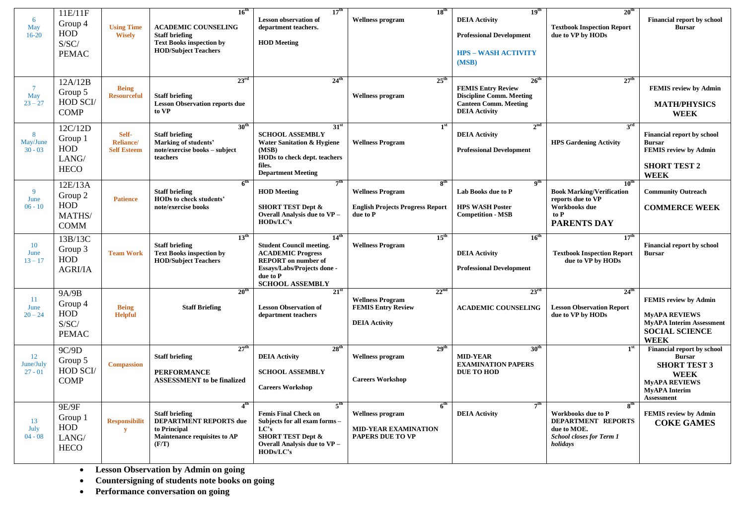| | | | | | | | | |
|---|---|---|---|---|---|---|---|---|
| 6 May 16-20 | 11E/11F Group 4 HOD S/SC/ PEMAC | **Using Time Wisely** | 16th **ACADEMIC COUNSELING** **Staff briefing** **Text Books inspection by HOD/Subject Teachers** | 17th **Lesson observation of department teachers.** **HOD Meeting** | 18th **Wellness program** | 19th **DEIA Activity** **Professional Development** **HPS – WASH ACTIVITY (MSB)** | 20th **Textbook Inspection Report due to VP by HODs** | **Financial report by school Bursar** |
| 7 May 23 – 27 | 12A/12B Group 5 HOD SCI/ COMP | **Being Resourceful** | 23rd **Staff briefing** **Lesson Observation reports due to VP** | 24th | 25th **Wellness program** | 26th **FEMIS Entry Review** **Discipline Comm. Meeting** **Canteen Comm. Meeting** **DEIA Activity** | 27th | **FEMIS review by Admin** **MATH/PHYSICS WEEK** |
| 8 May/June 30 - 03 | 12C/12D Group 1 HOD LANG/ HECO | **Self-Reliance/ Self Esteem** | 30th **Staff briefing** **Marking of students' note/exercise books – subject teachers** | 31st **SCHOOL ASSEMBLY** **Water Sanitation & Hygiene (MSB)** **HODs to check dept. teachers files.** **Department Meeting** | 1st **Wellness Program** | 2nd **DEIA Activity** **Professional Development** | 3rd **HPS Gardening Activity** | **Financial report by school Bursar** **FEMIS review by Admin** **SHORT TEST 2 WEEK** |
| 9 June 06 - 10 | 12E/13A Group 2 HOD MATHS/ COMM | **Patience** | 6th **Staff briefing** **HODs to check students' note/exercise books** | 7th **HOD Meeting** **SHORT TEST Dept & Overall Analysis due to VP – HODs/LC's** | 8th **Wellness Program** **English Projects Progress Report due to P** | 9th **Lab Books due to P** **HPS WASH Poster Competition - MSB** | 10th **Book Marking/Verification reports due to VP** **Workbooks due to P** **PARENTS DAY** | **Community Outreach** **COMMERCE WEEK** |
| 10 June 13 – 17 | 13B/13C Group 3 HOD AGRI/IA | **Team Work** | 13th **Staff briefing** **Text Books inspection by HOD/Subject Teachers** | 14th **Student Council meeting.** **ACADEMIC Progress REPORT on number of Essays/Labs/Projects done - due to P** **SCHOOL ASSEMBLY** | 15th **Wellness Program** | 16th **DEIA Activity** **Professional Development** | 17th **Textbook Inspection Report due to VP by HODs** | **Financial report by school Bursar** |
| 11 June 20 – 24 | 9A/9B Group 4 HOD S/SC/ PEMAC | **Being Helpful** | 20th **Staff Briefing** | 21st **Lesson Observation of department teachers** | 22nd **Wellness Program** **FEMIS Entry Review** **DEIA Activity** | 23rd **ACADEMIC COUNSELING** | 24th **Lesson Observation Report due to VP by HODs** | **FEMIS review by Admin** **MyAPA REVIEWS** **MyAPA Interim Assessment** **SOCIAL SCIENCE WEEK** |
| 12 June/July 27 - 01 | 9C/9D Group 5 HOD SCI/ COMP | **Compassion** | 27th **Staff briefing** **PERFORMANCE ASSESSMENT to be finalized** | 28th **DEIA Activity** **SCHOOL ASSEMBLY** **Careers Workshop** | 29th **Wellness program** **Careers Workshop** | 30th **MID-YEAR EXAMINATION PAPERS DUE TO HOD** | 1st | **Financial report by school Bursar** **SHORT TEST 3 WEEK** **MyAPA REVIEWS** **MyAPA Interim Assessment** |
| 13 July 04 - 08 | 9E/9F Group 1 HOD LANG/ HECO | **Responsibility** | 4th **Staff briefing** **DEPARTMENT REPORTS due to Principal** **Maintenance requisites to AP (F/T)** | 5th **Femis Final Check on Subjects for all exam forms – LC's** **SHORT TEST Dept & Overall Analysis due to VP – HODs/LC's** | 6th **Wellness program** **MID-YEAR EXAMINATION PAPERS DUE TO VP** | 7th **DEIA Activity** | 8th **Workbooks due to P** **DEPARTMENT REPORTS due to MOE.** ***School closes for Term 1 holidays*** | **FEMIS review by Admin** **COKE GAMES** |

- **Lesson Observation by Admin on going**
- **Countersigning of students note books on going**
- **Performance conversation on going**